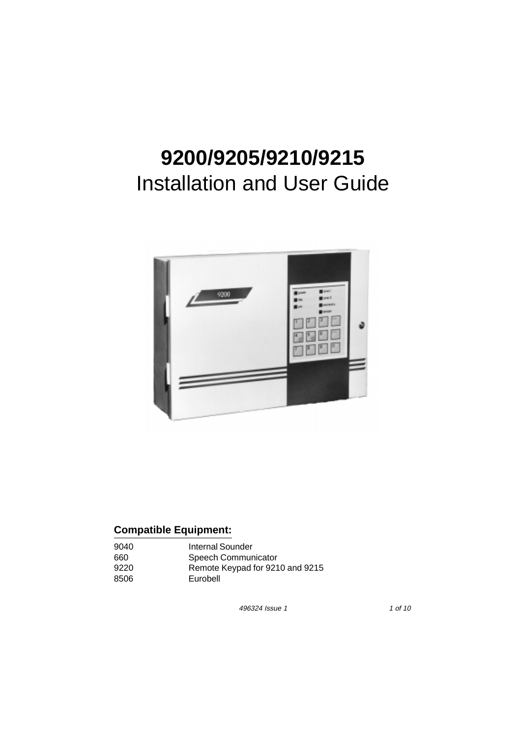# 9200/9205/9210/9215

## Installation and User Guide

### Compatible Equipment:

| | |
|---|---|
| 9040 | Internal Sounder |
| 660 | Speech Communicator |
| 9220 | Remote Keypad for 9210 and 9215 |
| 8506 | Eurobell |

*496324 Issue 1*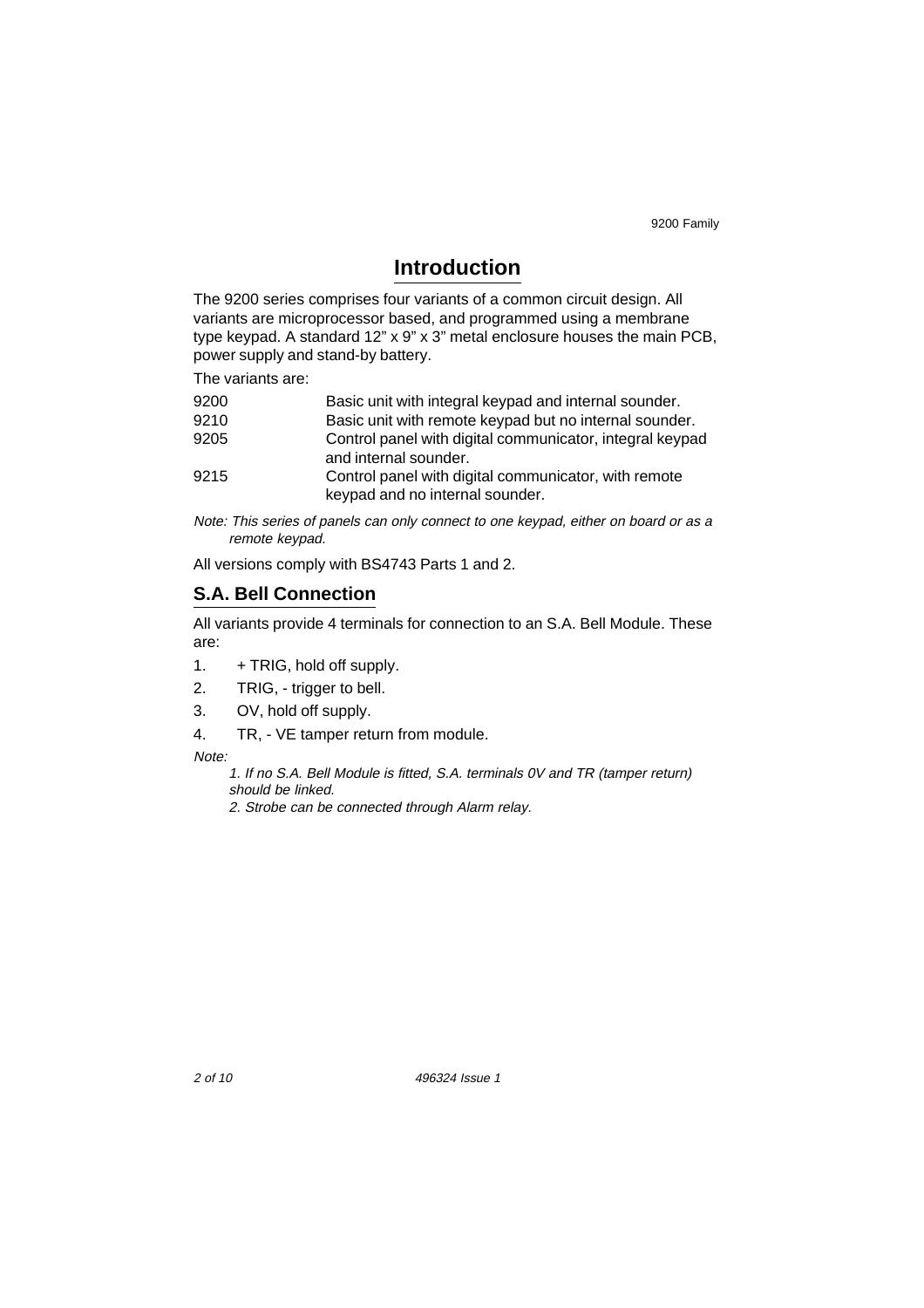# Introduction

The 9200 series comprises four variants of a common circuit design. All variants are microprocessor based, and programmed using a membrane type keypad. A standard 12" x 9" x 3" metal enclosure houses the main PCB, power supply and stand-by battery.

The variants are:

| | |
|---|---|
| 9200 | Basic unit with integral keypad and internal sounder. |
| 9210 | Basic unit with remote keypad but no internal sounder. |
| 9205 | Control panel with digital communicator, integral keypad and internal sounder. |
| 9215 | Control panel with digital communicator, with remote keypad and no internal sounder. |

*Note: This series of panels can only connect to one keypad, either on board or as a remote keypad.*

All versions comply with BS4743 Parts 1 and 2.

## S.A. Bell Connection

All variants provide 4 terminals for connection to an S.A. Bell Module. These are:

1. + TRIG, hold off supply.
2. TRIG, - trigger to bell.
3. OV, hold off supply.
4. TR, - VE tamper return from module.

*Note:*

*1. If no S.A. Bell Module is fitted, S.A. terminals 0V and TR (tamper return) should be linked.*

*2. Strobe can be connected through Alarm relay.*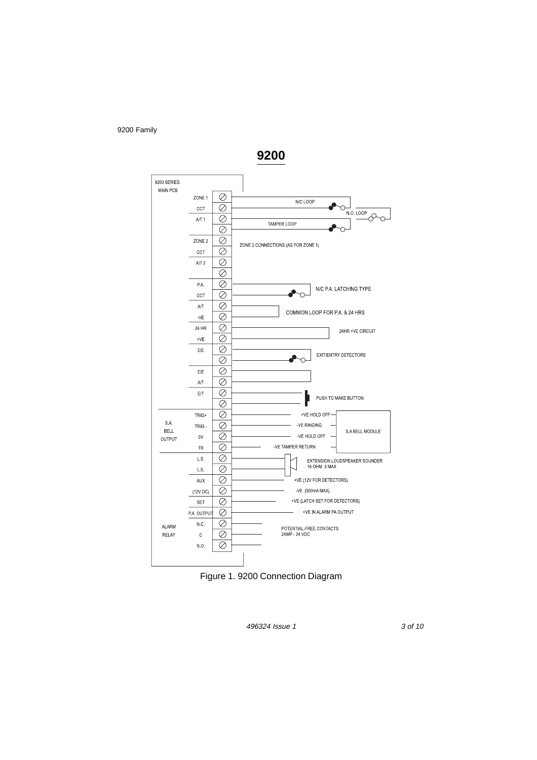# 9200

9200 SERIES
MAIN PCB

| Terminal | Connection |
| --- | --- |
| ZONE 1 | N/C LOOP |
| CCT | N.O. LOOP |
| A/T 1 | TAMPER LOOP |
| | |
| ZONE 2 | ZONE 2 CONNECTIONS (AS FOR ZONE 1) |
| CCT | |
| A/T 2 | |
| | |
| P.A. | N/C P.A. LATCHING TYPE |
| CCT | |
| A/T | COMMON LOOP FOR P.A. & 24 HRS |
| -VE | |
| 24 HR | 24HR +VE CIRCUIT |
| +VE | |
| E/E | EXIT/ENTRY DETECTORS |
| | |
| E/E | |
| A/T | |
| E/T | PUSH TO MAKE BUTTON |
| | |
| S.A. BELL OUTPUT: TRIG+ | +VE HOLD OFF (S.A BELL MODULE) |
| TRIG - | -VE RINGING (S.A BELL MODULE) |
| 0V | -VE HOLD OFF (S.A BELL MODULE) |
| TR | -VE TAMPER RETURN (S.A BELL MODULE) |
| L.S. | EXTENSION LOUDSPEAKER SOUNDER 16 OHM 3 MAX |
| L.S. | |
| AUX | +VE (12V FOR DETECTORS) |
| (12V DC) | -VE (500mA MAX) |
| SET | +VE (LATCH SET FOR DETECTORS) |
| P.A. OUTPUT | +VE IN ALARM PA OUTPUT |
| ALARM RELAY: N.C. | POTENTIAL-FREE CONTACTS 2AMP - 24 VDC |
| C | |
| N.O. | |

Figure 1. 9200 Connection Diagram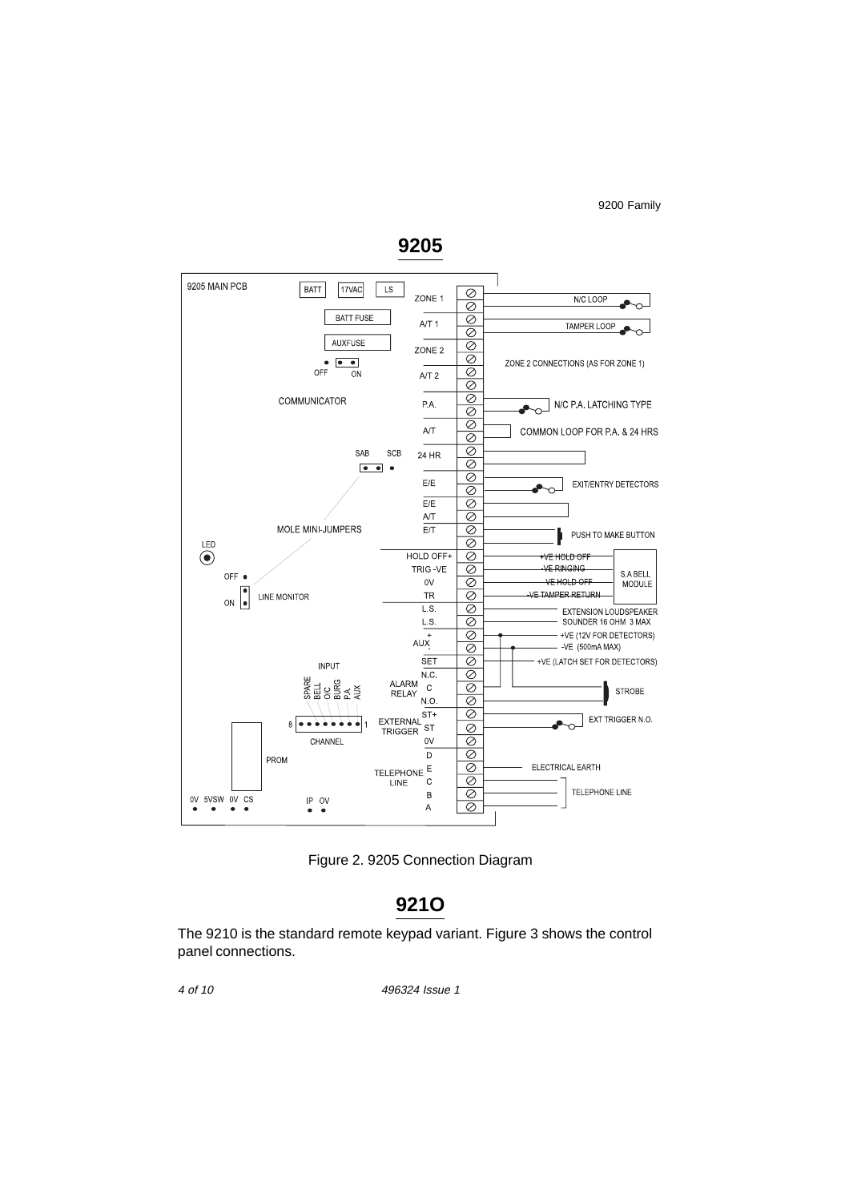## 9205

9205 MAIN PCB

| Terminal | Connection |
|---|---|
| ZONE 1 | N/C LOOP |
| A/T 1 | TAMPER LOOP |
| ZONE 2 | ZONE 2 CONNECTIONS (AS FOR ZONE 1) |
| A/T 2 | |
| P.A. | N/C P.A. LATCHING TYPE |
| A/T | COMMON LOOP FOR P.A. & 24 HRS |
| 24 HR | |
| E/E | EXIT/ENTRY DETECTORS |
| E/E A/T | |
| E/T | PUSH TO MAKE BUTTON |
| HOLD OFF+ | +VE HOLD OFF (S.A BELL MODULE) |
| TRIG -VE | -VE RINGING (S.A BELL MODULE) |
| 0V | -VE HOLD OFF (S.A BELL MODULE) |
| TR | -VE TAMPER RETURN (S.A BELL MODULE) |
| L.S. / L.S. | EXTENSION LOUDSPEAKER SOUNDER 16 OHM 3 MAX |
| AUX + | +VE (12V FOR DETECTORS) |
| AUX - | -VE (500mA MAX) |
| SET | +VE (LATCH SET FOR DETECTORS) |
| ALARM RELAY N.C. / C / N.O. | STROBE |
| EXTERNAL TRIGGER ST+ / ST | EXT TRIGGER N.O. |
| 0V | |
| TELEPHONE LINE D | |
| TELEPHONE LINE E | ELECTRICAL EARTH |
| TELEPHONE LINE C / B / A | TELEPHONE LINE |

Board components: BATT, 17VAC, LS, BATT FUSE, AUXFUSE, COMMUNICATOR (OFF / ON), SAB / SCB, MOLE MINI-JUMPERS, LED, LINE MONITOR (OFF / ON), INPUT (SPARE, BELL, O/C, BURG, P.A., AUX), CHANNEL (8 … 1), PROM, 0V 5VSW 0V CS, IP 0V.

Figure 2. 9205 Connection Diagram

## 921O

The 9210 is the standard remote keypad variant. Figure 3 shows the control panel connections.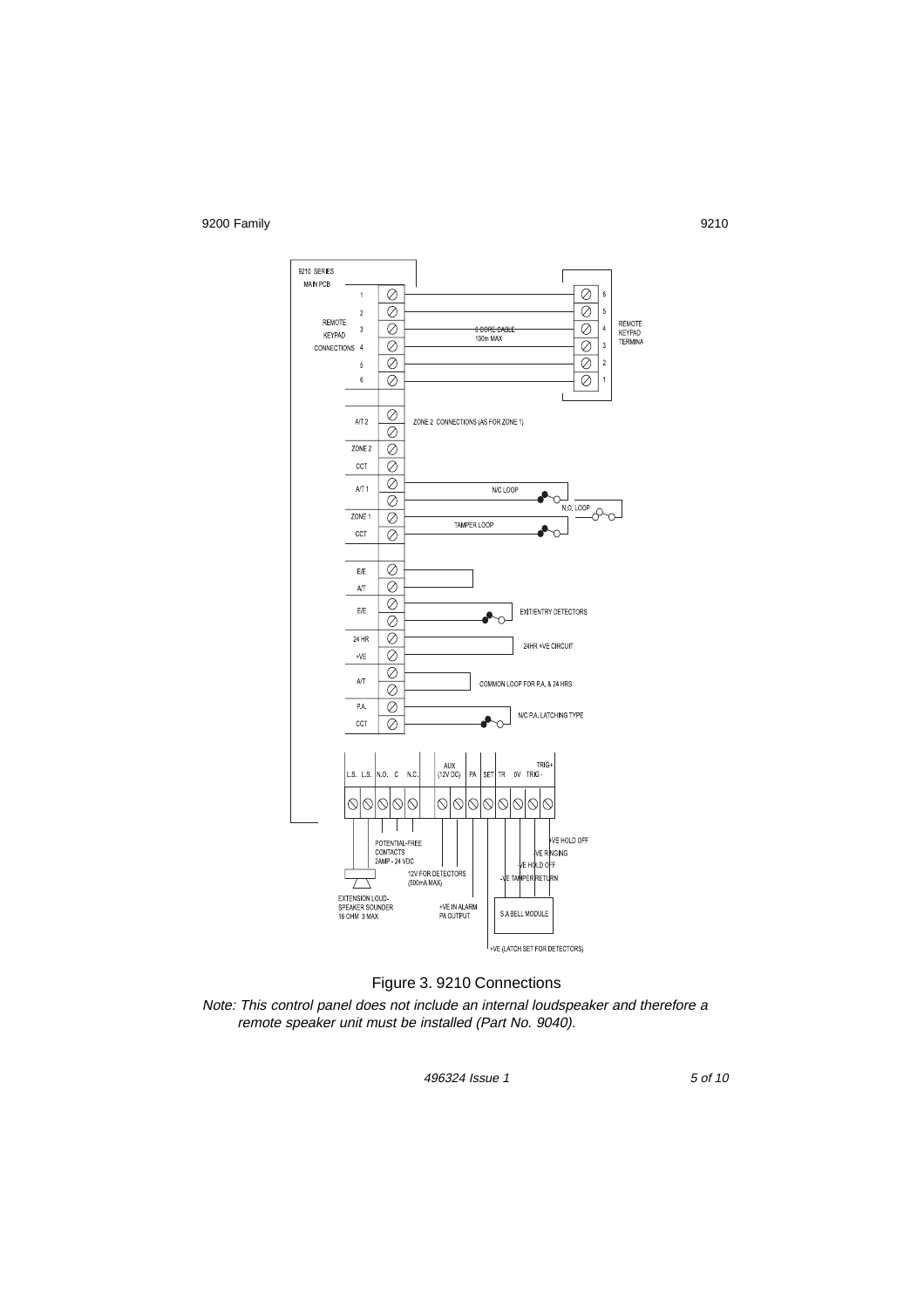Figure 3. 9210 Connections

*Note: This control panel does not include an internal loudspeaker and therefore a remote speaker unit must be installed (Part No. 9040).*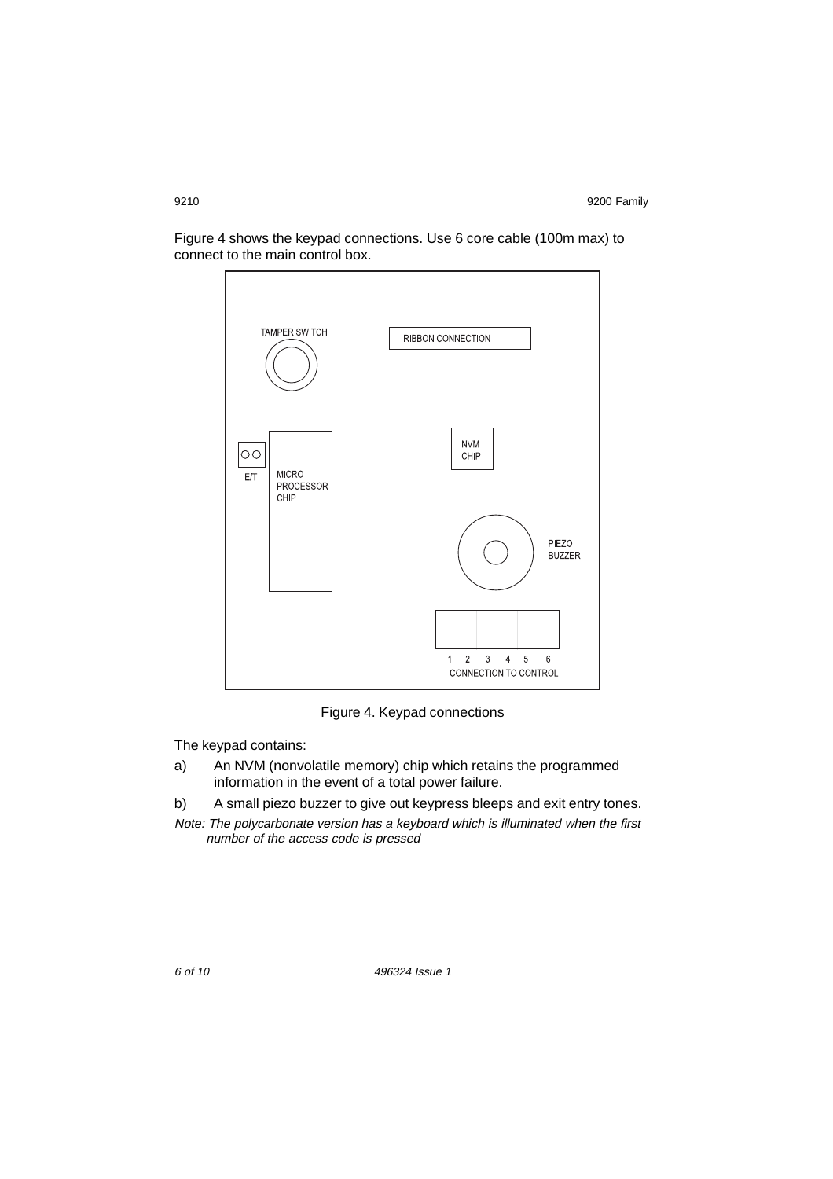Figure 4 shows the keypad connections. Use 6 core cable (100m max) to connect to the main control box.

TAMPER SWITCH

RIBBON CONNECTION

NVM CHIP

E/T

MICRO PROCESSOR CHIP

PIEZO BUZZER

1 2 3 4 5 6

CONNECTION TO CONTROL

Figure 4. Keypad connections

The keypad contains:

a) An NVM (nonvolatile memory) chip which retains the programmed information in the event of a total power failure.

b) A small piezo buzzer to give out keypress bleeps and exit entry tones.

*Note: The polycarbonate version has a keyboard which is illuminated when the first number of the access code is pressed*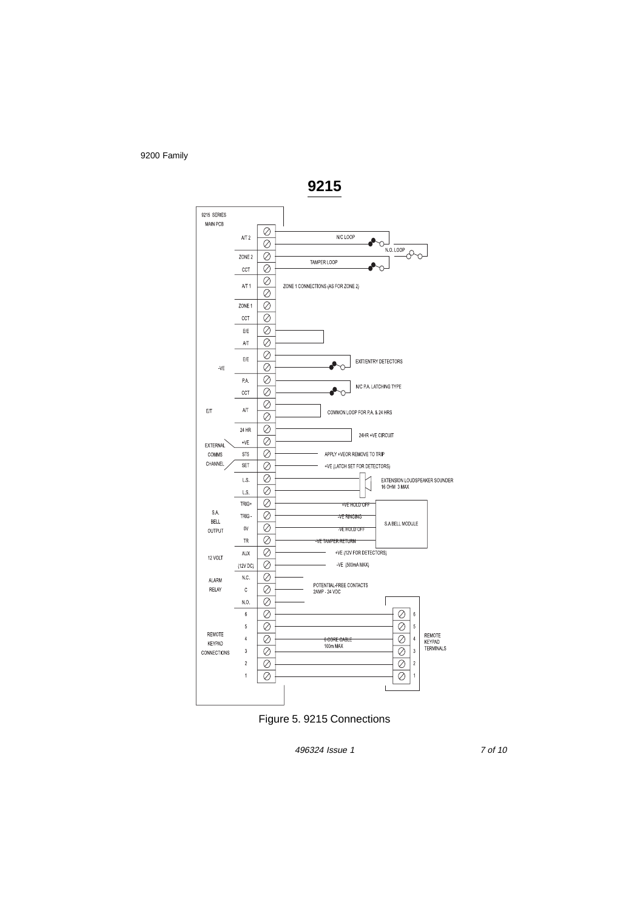# 9215

9215 SERIES MAIN PCB

| Group | Terminal | Connection |
|---|---|---|
| | A/T 2 | N/C LOOP |
| | | N.O. LOOP |
| | ZONE 2 | TAMPER LOOP |
| | CCT | |
| | A/T 1 | ZONE 1 CONNECTIONS (AS FOR ZONE 2) |
| | | |
| | ZONE 1 | |
| | CCT | |
| | E/E | |
| | A/T | |
| | E/E | EXIT/ENTRY DETECTORS |
| -VE | | |
| | P.A. | N/C P.A. LATCHING TYPE |
| | CCT | |
| E/T | A/T | COMMON LOOP FOR P.A. & 24 HRS |
| | | |
| | 24 HR | 24HR +VE CIRCUIT |
| EXTERNAL COMMS CHANNEL | +VE | |
| | STS | APPLY +VEOR REMOVE TO TRIP |
| | SET | +VE (LATCH SET FOR DETECTORS) |
| | L.S. | EXTENSION LOUDSPEAKER SOUNDER 16 OHM 3 MAX |
| | L.S. | |
| S.A. BELL OUTPUT | TRIG+ | +VE HOLD OFF (S.A BELL MODULE) |
| | TRIG - | -VE RINGING (S.A BELL MODULE) |
| | 0V | -VE HOLD OFF (S.A BELL MODULE) |
| | TR | -VE TAMPER RETURN (S.A BELL MODULE) |
| 12 VOLT | AUX | +VE (12V FOR DETECTORS) |
| | (12V DC) | -VE (500mA MAX) |
| ALARM RELAY | N.C. | POTENTIAL-FREE CONTACTS 2AMP - 24 VDC |
| | C | |
| | N.O. | |
| REMOTE KEYPAD CONNECTIONS | 6 | REMOTE KEYPAD TERMINALS 6 |
| | 5 | REMOTE KEYPAD TERMINALS 5 |
| | 4 | REMOTE KEYPAD TERMINALS 4 (6 CORE CABLE 100m MAX) |
| | 3 | REMOTE KEYPAD TERMINALS 3 |
| | 2 | REMOTE KEYPAD TERMINALS 2 |
| | 1 | REMOTE KEYPAD TERMINALS 1 |

Figure 5. 9215 Connections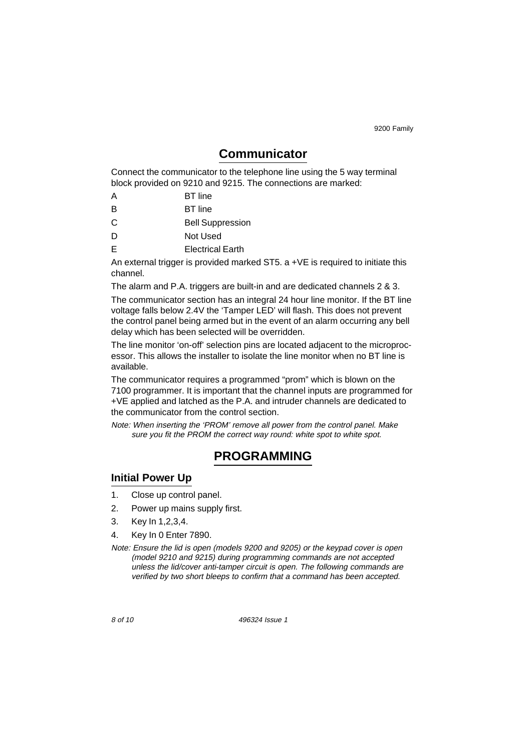# Communicator

Connect the communicator to the telephone line using the 5 way terminal block provided on 9210 and 9215. The connections are marked:

| | |
|---|---|
| A | BT line |
| B | BT line |
| C | Bell Suppression |
| D | Not Used |
| E | Electrical Earth |

An external trigger is provided marked ST5. a +VE is required to initiate this channel.

The alarm and P.A. triggers are built-in and are dedicated channels 2 & 3.

The communicator section has an integral 24 hour line monitor. If the BT line voltage falls below 2.4V the 'Tamper LED' will flash. This does not prevent the control panel being armed but in the event of an alarm occurring any bell delay which has been selected will be overridden.

The line monitor 'on-off' selection pins are located adjacent to the microprocessor. This allows the installer to isolate the line monitor when no BT line is available.

The communicator requires a programmed "prom" which is blown on the 7100 programmer. It is important that the channel inputs are programmed for +VE applied and latched as the P.A. and intruder channels are dedicated to the communicator from the control section.

*Note: When inserting the 'PROM' remove all power from the control panel. Make sure you fit the PROM the correct way round: white spot to white spot.*

# PROGRAMMING

## Initial Power Up

1. Close up control panel.
2. Power up mains supply first.
3. Key In 1,2,3,4.
4. Key In 0 Enter 7890.

*Note: Ensure the lid is open (models 9200 and 9205) or the keypad cover is open (model 9210 and 9215) during programming commands are not accepted unless the lid/cover anti-tamper circuit is open. The following commands are verified by two short bleeps to confirm that a command has been accepted.*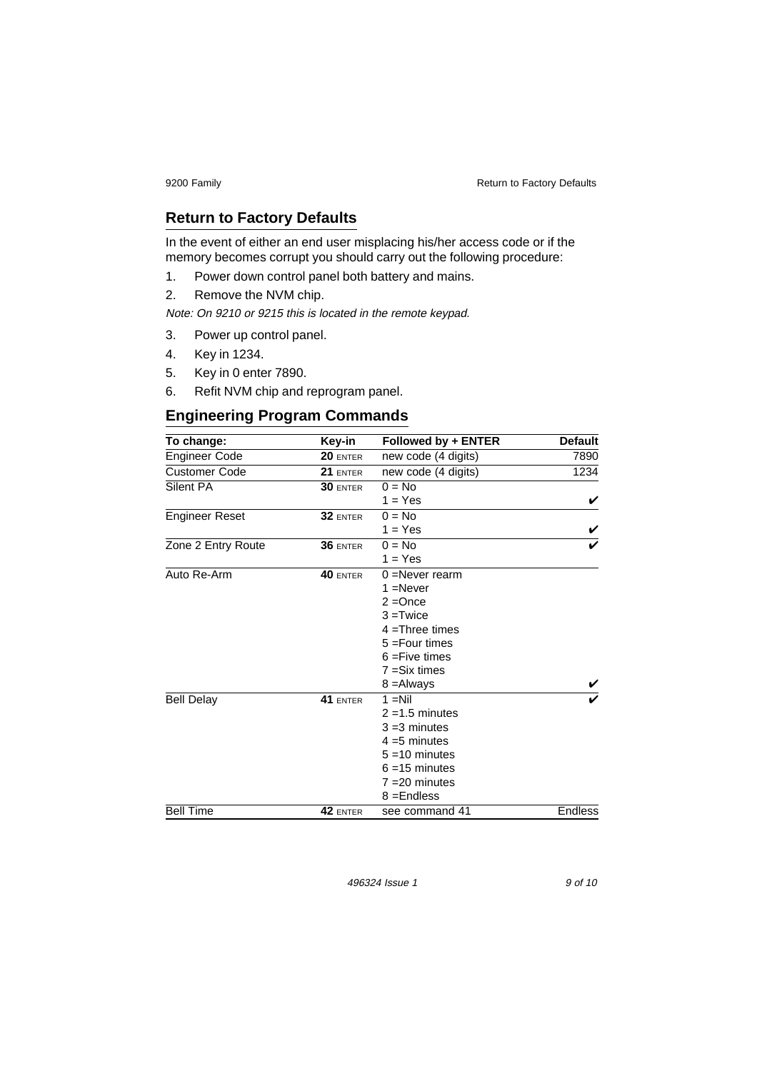## Return to Factory Defaults

In the event of either an end user misplacing his/her access code or if the memory becomes corrupt you should carry out the following procedure:

1. Power down control panel both battery and mains.
2. Remove the NVM chip.

*Note: On 9210 or 9215 this is located in the remote keypad.*

3. Power up control panel.
4. Key in 1234.
5. Key in 0 enter 7890.
6. Refit NVM chip and reprogram panel.

## Engineering Program Commands

| To change: | Key-in | Followed by + ENTER | Default |
|---|---|---|---|
| Engineer Code | **20** ENTER | new code (4 digits) | 7890 |
| Customer Code | **21** ENTER | new code (4 digits) | 1234 |
| Silent PA | **30** ENTER | 0 = No | |
| | | 1 = Yes | ✔ |
| Engineer Reset | **32** ENTER | 0 = No | |
| | | 1 = Yes | ✔ |
| Zone 2 Entry Route | **36** ENTER | 0 = No | ✔ |
| | | 1 = Yes | |
| Auto Re-Arm | **40** ENTER | 0 =Never rearm | |
| | | 1 =Never | |
| | | 2 =Once | |
| | | 3 =Twice | |
| | | 4 =Three times | |
| | | 5 =Four times | |
| | | 6 =Five times | |
| | | 7 =Six times | |
| | | 8 =Always | ✔ |
| Bell Delay | **41** ENTER | 1 =Nil | ✔ |
| | | 2 =1.5 minutes | |
| | | 3 =3 minutes | |
| | | 4 =5 minutes | |
| | | 5 =10 minutes | |
| | | 6 =15 minutes | |
| | | 7 =20 minutes | |
| | | 8 =Endless | |
| Bell Time | **42** ENTER | see command 41 | Endless |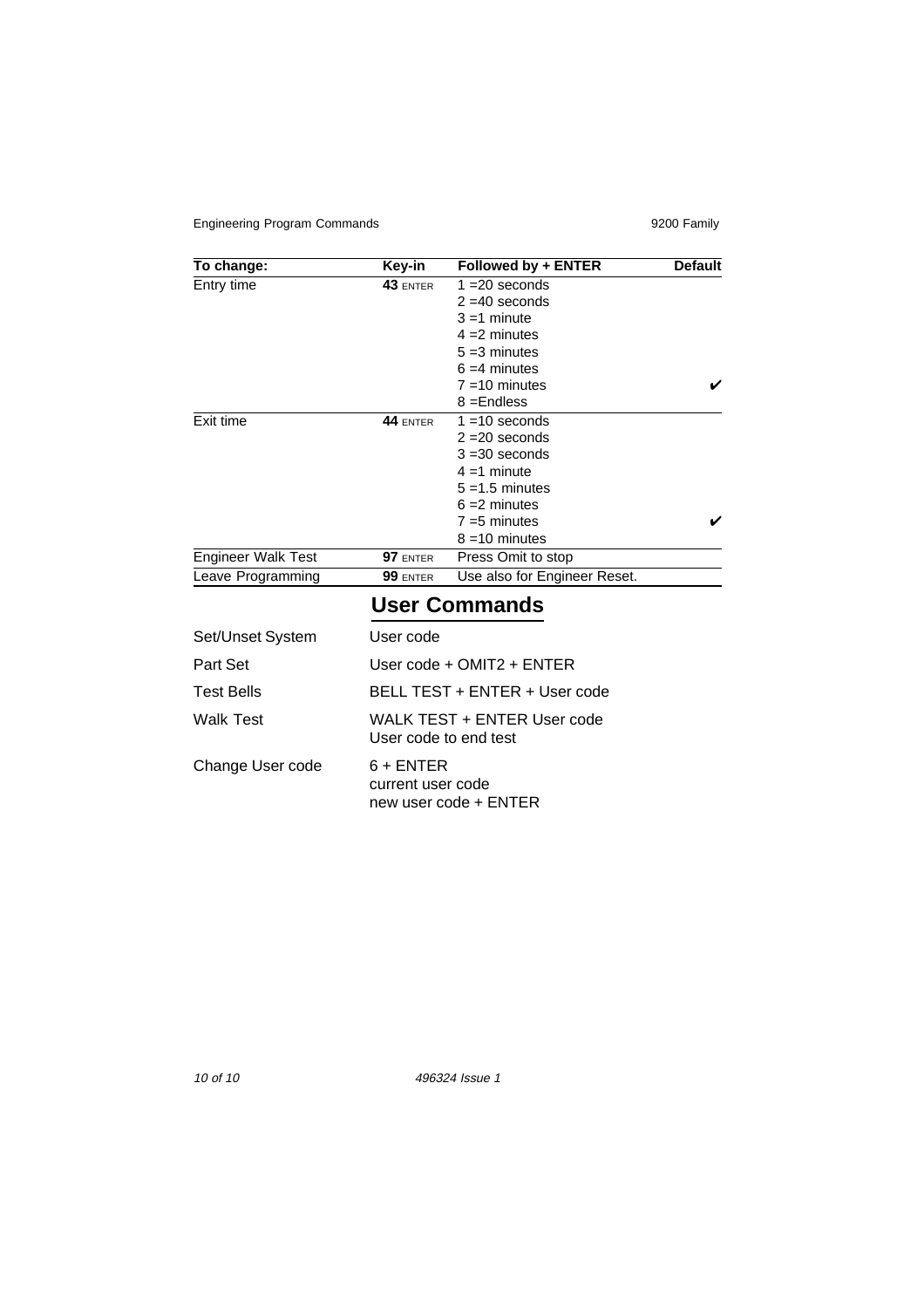| To change: | Key-in | Followed by + ENTER | Default |
|---|---|---|---|
| Entry time | **43** ENTER | 1 =20 seconds | |
| | | 2 =40 seconds | |
| | | 3 =1 minute | |
| | | 4 =2 minutes | |
| | | 5 =3 minutes | |
| | | 6 =4 minutes | |
| | | 7 =10 minutes | ✔ |
| | | 8 =Endless | |
| Exit time | **44** ENTER | 1 =10 seconds | |
| | | 2 =20 seconds | |
| | | 3 =30 seconds | |
| | | 4 =1 minute | |
| | | 5 =1.5 minutes | |
| | | 6 =2 minutes | |
| | | 7 =5 minutes | ✔ |
| | | 8 =10 minutes | |
| Engineer Walk Test | **97** ENTER | Press Omit to stop | |
| Leave Programming | **99** ENTER | Use also for Engineer Reset. | |

## User Commands

| | |
|---|---|
| Set/Unset System | User code |
| Part Set | User code + OMIT2 + ENTER |
| Test Bells | BELL TEST + ENTER + User code |
| Walk Test | WALK TEST + ENTER User code<br>User code to end test |
| Change User code | 6 + ENTER<br>current user code<br>new user code + ENTER |